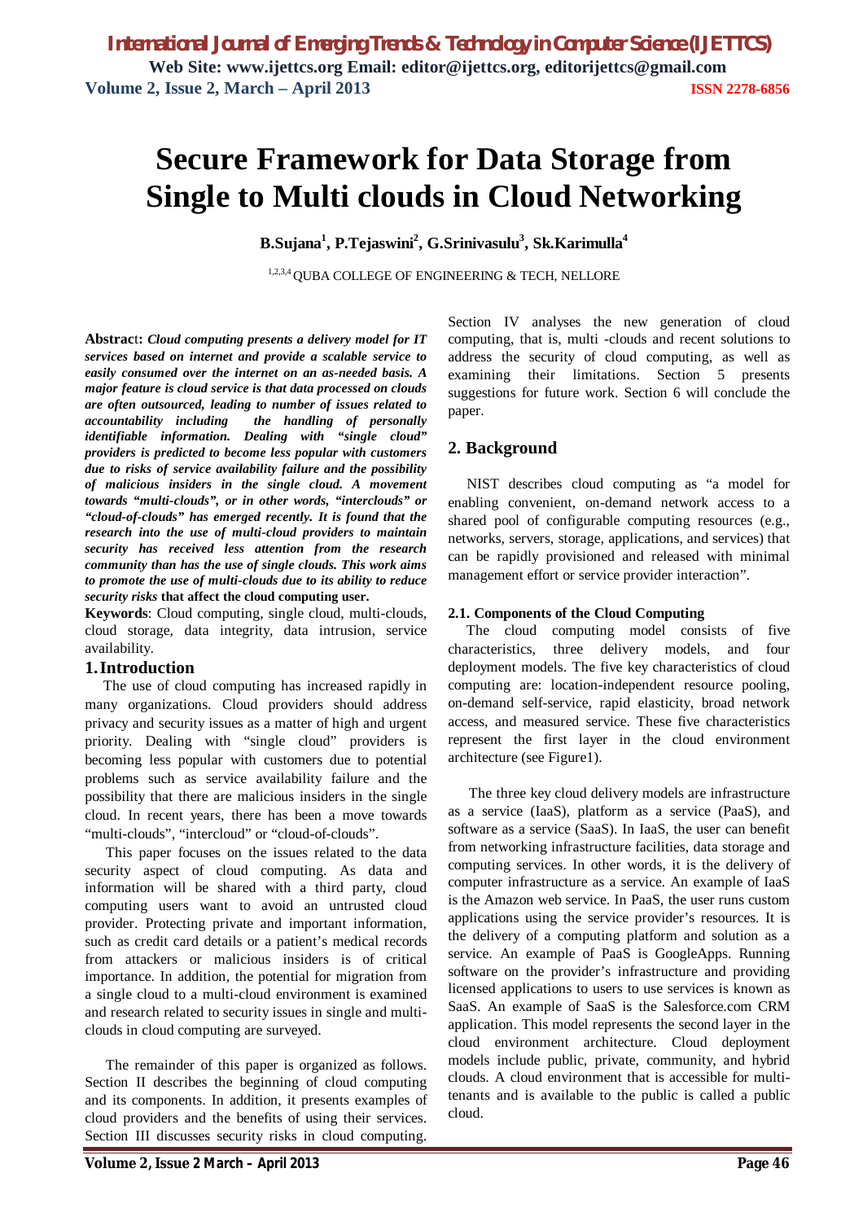# Secure Framework for Data Storage from Single to Multi clouds in Cloud Networking

**B.Sujana[1], P.Tejaswini[2], G.Srinivasulu[3], Sk.Karimulla[4]**

[1,2,3,4] QUBA COLLEGE OF ENGINEERING & TECH, NELLORE

**Abstract:** ***Cloud computing presents a delivery model for IT services based on internet and provide a scalable service to easily consumed over the internet on an as-needed basis. A major feature is cloud service is that data processed on clouds are often outsourced, leading to number of issues related to accountability including the handling of personally identifiable information. Dealing with "single cloud" providers is predicted to become less popular with customers due to risks of service availability failure and the possibility of malicious insiders in the single cloud. A movement towards "multi-clouds", or in other words, "interclouds" or "cloud-of-clouds" has emerged recently. It is found that the research into the use of multi-cloud providers to maintain security has received less attention from the research community than has the use of single clouds. This work aims to promote the use of multi-clouds due to its ability to reduce security risks*** **that affect the cloud computing user.**

**Keywords**: Cloud computing, single cloud, multi-clouds, cloud storage, data integrity, data intrusion, service availability.

## 1. Introduction

The use of cloud computing has increased rapidly in many organizations. Cloud providers should address privacy and security issues as a matter of high and urgent priority. Dealing with "single cloud" providers is becoming less popular with customers due to potential problems such as service availability failure and the possibility that there are malicious insiders in the single cloud. In recent years, there has been a move towards "multi-clouds", "intercloud" or "cloud-of-clouds".

This paper focuses on the issues related to the data security aspect of cloud computing. As data and information will be shared with a third party, cloud computing users want to avoid an untrusted cloud provider. Protecting private and important information, such as credit card details or a patient's medical records from attackers or malicious insiders is of critical importance. In addition, the potential for migration from a single cloud to a multi-cloud environment is examined and research related to security issues in single and multi-clouds in cloud computing are surveyed.

The remainder of this paper is organized as follows. Section II describes the beginning of cloud computing and its components. In addition, it presents examples of cloud providers and the benefits of using their services. Section III discusses security risks in cloud computing. Section IV analyses the new generation of cloud computing, that is, multi -clouds and recent solutions to address the security of cloud computing, as well as examining their limitations. Section 5 presents suggestions for future work. Section 6 will conclude the paper.

## 2. Background

NIST describes cloud computing as "a model for enabling convenient, on-demand network access to a shared pool of configurable computing resources (e.g., networks, servers, storage, applications, and services) that can be rapidly provisioned and released with minimal management effort or service provider interaction".

### 2.1. Components of the Cloud Computing

The cloud computing model consists of five characteristics, three delivery models, and four deployment models. The five key characteristics of cloud computing are: location-independent resource pooling, on-demand self-service, rapid elasticity, broad network access, and measured service. These five characteristics represent the first layer in the cloud environment architecture (see Figure1).

The three key cloud delivery models are infrastructure as a service (IaaS), platform as a service (PaaS), and software as a service (SaaS). In IaaS, the user can benefit from networking infrastructure facilities, data storage and computing services. In other words, it is the delivery of computer infrastructure as a service. An example of IaaS is the Amazon web service. In PaaS, the user runs custom applications using the service provider's resources. It is the delivery of a computing platform and solution as a service. An example of PaaS is GoogleApps. Running software on the provider's infrastructure and providing licensed applications to users to use services is known as SaaS. An example of SaaS is the Salesforce.com CRM application. This model represents the second layer in the cloud environment architecture. Cloud deployment models include public, private, community, and hybrid clouds. A cloud environment that is accessible for multi-tenants and is available to the public is called a public cloud.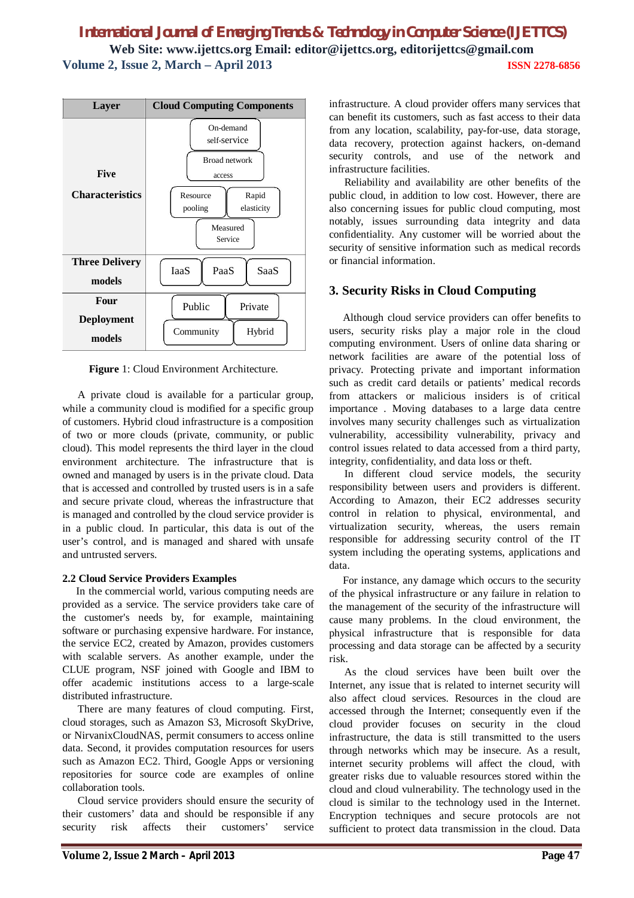| Layer | Cloud Computing Components |
| --- | --- |
| Five Characteristics | On-demand self-service; Broad network access; Resource pooling; Rapid elasticity; Measured Service |
| Three Delivery models | IaaS; PaaS; SaaS |
| Four Deployment models | Public; Private; Community; Hybrid |

**Figure** 1: Cloud Environment Architecture.

A private cloud is available for a particular group, while a community cloud is modified for a specific group of customers. Hybrid cloud infrastructure is a composition of two or more clouds (private, community, or public cloud). This model represents the third layer in the cloud environment architecture. The infrastructure that is owned and managed by users is in the private cloud. Data that is accessed and controlled by trusted users is in a safe and secure private cloud, whereas the infrastructure that is managed and controlled by the cloud service provider is in a public cloud. In particular, this data is out of the user's control, and is managed and shared with unsafe and untrusted servers.

### 2.2 Cloud Service Providers Examples

In the commercial world, various computing needs are provided as a service. The service providers take care of the customer's needs by, for example, maintaining software or purchasing expensive hardware. For instance, the service EC2, created by Amazon, provides customers with scalable servers. As another example, under the CLUE program, NSF joined with Google and IBM to offer academic institutions access to a large-scale distributed infrastructure.

There are many features of cloud computing. First, cloud storages, such as Amazon S3, Microsoft SkyDrive, or NirvanixCloudNAS, permit consumers to access online data. Second, it provides computation resources for users such as Amazon EC2. Third, Google Apps or versioning repositories for source code are examples of online collaboration tools.

Cloud service providers should ensure the security of their customers' data and should be responsible if any security risk affects their customers' service infrastructure. A cloud provider offers many services that can benefit its customers, such as fast access to their data from any location, scalability, pay-for-use, data storage, data recovery, protection against hackers, on-demand security controls, and use of the network and infrastructure facilities.

Reliability and availability are other benefits of the public cloud, in addition to low cost. However, there are also concerning issues for public cloud computing, most notably, issues surrounding data integrity and data confidentiality. Any customer will be worried about the security of sensitive information such as medical records or financial information.

## 3. Security Risks in Cloud Computing

Although cloud service providers can offer benefits to users, security risks play a major role in the cloud computing environment. Users of online data sharing or network facilities are aware of the potential loss of privacy. Protecting private and important information such as credit card details or patients' medical records from attackers or malicious insiders is of critical importance . Moving databases to a large data centre involves many security challenges such as virtualization vulnerability, accessibility vulnerability, privacy and control issues related to data accessed from a third party, integrity, confidentiality, and data loss or theft.

In different cloud service models, the security responsibility between users and providers is different. According to Amazon, their EC2 addresses security control in relation to physical, environmental, and virtualization security, whereas, the users remain responsible for addressing security control of the IT system including the operating systems, applications and data.

For instance, any damage which occurs to the security of the physical infrastructure or any failure in relation to the management of the security of the infrastructure will cause many problems. In the cloud environment, the physical infrastructure that is responsible for data processing and data storage can be affected by a security risk.

As the cloud services have been built over the Internet, any issue that is related to internet security will also affect cloud services. Resources in the cloud are accessed through the Internet; consequently even if the cloud provider focuses on security in the cloud infrastructure, the data is still transmitted to the users through networks which may be insecure. As a result, internet security problems will affect the cloud, with greater risks due to valuable resources stored within the cloud and cloud vulnerability. The technology used in the cloud is similar to the technology used in the Internet. Encryption techniques and secure protocols are not sufficient to protect data transmission in the cloud. Data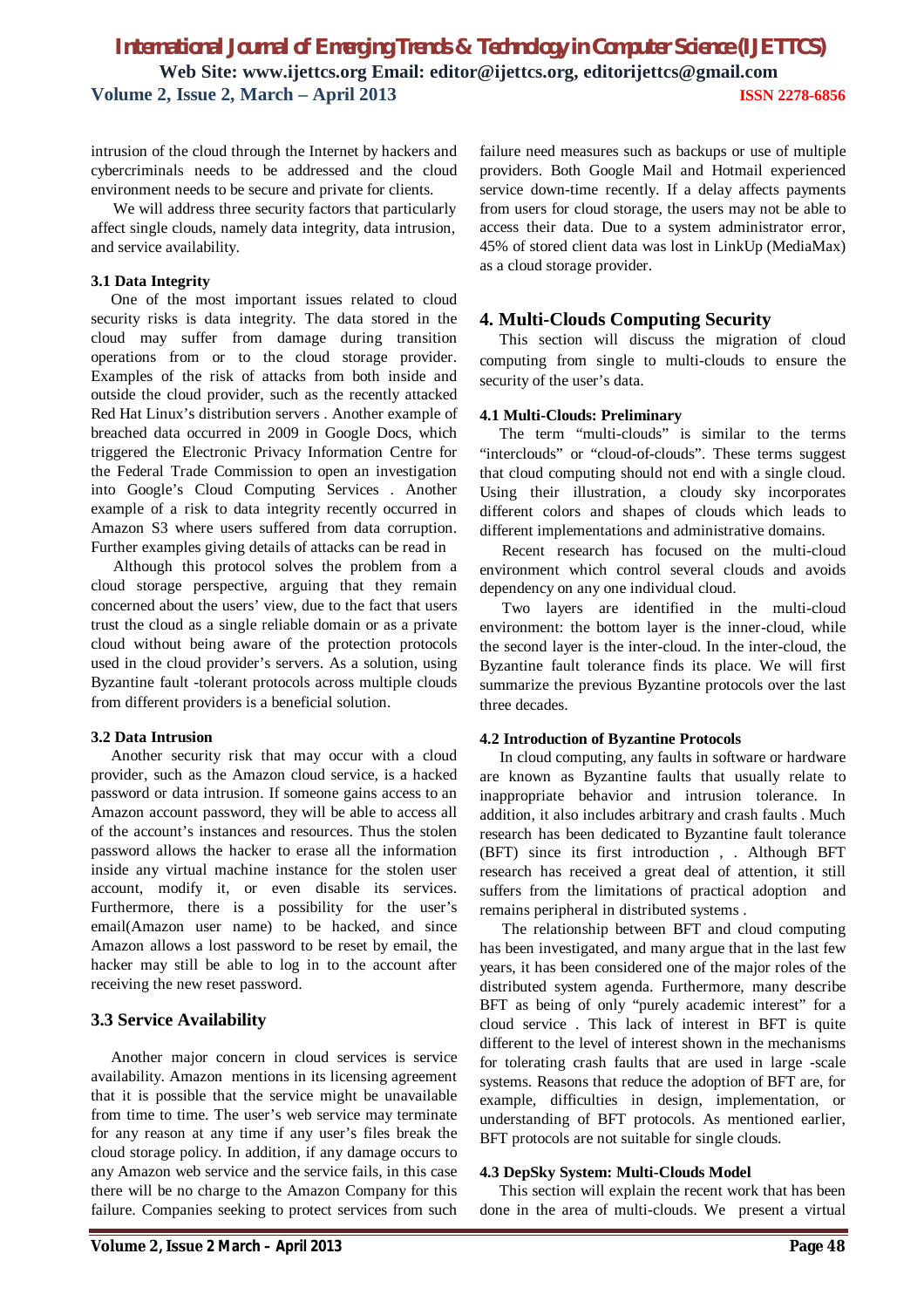intrusion of the cloud through the Internet by hackers and cybercriminals needs to be addressed and the cloud environment needs to be secure and private for clients.

We will address three security factors that particularly affect single clouds, namely data integrity, data intrusion, and service availability.

### 3.1 Data Integrity

One of the most important issues related to cloud security risks is data integrity. The data stored in the cloud may suffer from damage during transition operations from or to the cloud storage provider. Examples of the risk of attacks from both inside and outside the cloud provider, such as the recently attacked Red Hat Linux's distribution servers . Another example of breached data occurred in 2009 in Google Docs, which triggered the Electronic Privacy Information Centre for the Federal Trade Commission to open an investigation into Google's Cloud Computing Services . Another example of a risk to data integrity recently occurred in Amazon S3 where users suffered from data corruption. Further examples giving details of attacks can be read in

Although this protocol solves the problem from a cloud storage perspective, arguing that they remain concerned about the users' view, due to the fact that users trust the cloud as a single reliable domain or as a private cloud without being aware of the protection protocols used in the cloud provider's servers. As a solution, using Byzantine fault -tolerant protocols across multiple clouds from different providers is a beneficial solution.

### 3.2 Data Intrusion

Another security risk that may occur with a cloud provider, such as the Amazon cloud service, is a hacked password or data intrusion. If someone gains access to an Amazon account password, they will be able to access all of the account's instances and resources. Thus the stolen password allows the hacker to erase all the information inside any virtual machine instance for the stolen user account, modify it, or even disable its services. Furthermore, there is a possibility for the user's email(Amazon user name) to be hacked, and since Amazon allows a lost password to be reset by email, the hacker may still be able to log in to the account after receiving the new reset password.

### 3.3 Service Availability

Another major concern in cloud services is service availability. Amazon mentions in its licensing agreement that it is possible that the service might be unavailable from time to time. The user's web service may terminate for any reason at any time if any user's files break the cloud storage policy. In addition, if any damage occurs to any Amazon web service and the service fails, in this case there will be no charge to the Amazon Company for this failure. Companies seeking to protect services from such failure need measures such as backups or use of multiple providers. Both Google Mail and Hotmail experienced service down-time recently. If a delay affects payments from users for cloud storage, the users may not be able to access their data. Due to a system administrator error, 45% of stored client data was lost in LinkUp (MediaMax) as a cloud storage provider.

## 4. Multi-Clouds Computing Security

This section will discuss the migration of cloud computing from single to multi-clouds to ensure the security of the user's data.

### 4.1 Multi-Clouds: Preliminary

The term "multi-clouds" is similar to the terms "interclouds" or "cloud-of-clouds". These terms suggest that cloud computing should not end with a single cloud. Using their illustration, a cloudy sky incorporates different colors and shapes of clouds which leads to different implementations and administrative domains.

Recent research has focused on the multi-cloud environment which control several clouds and avoids dependency on any one individual cloud.

Two layers are identified in the multi-cloud environment: the bottom layer is the inner-cloud, while the second layer is the inter-cloud. In the inter-cloud, the Byzantine fault tolerance finds its place. We will first summarize the previous Byzantine protocols over the last three decades.

### 4.2 Introduction of Byzantine Protocols

In cloud computing, any faults in software or hardware are known as Byzantine faults that usually relate to inappropriate behavior and intrusion tolerance. In addition, it also includes arbitrary and crash faults . Much research has been dedicated to Byzantine fault tolerance (BFT) since its first introduction , . Although BFT research has received a great deal of attention, it still suffers from the limitations of practical adoption and remains peripheral in distributed systems .

The relationship between BFT and cloud computing has been investigated, and many argue that in the last few years, it has been considered one of the major roles of the distributed system agenda. Furthermore, many describe BFT as being of only "purely academic interest" for a cloud service . This lack of interest in BFT is quite different to the level of interest shown in the mechanisms for tolerating crash faults that are used in large -scale systems. Reasons that reduce the adoption of BFT are, for example, difficulties in design, implementation, or understanding of BFT protocols. As mentioned earlier, BFT protocols are not suitable for single clouds.

### 4.3 DepSky System: Multi-Clouds Model

This section will explain the recent work that has been done in the area of multi-clouds. We present a virtual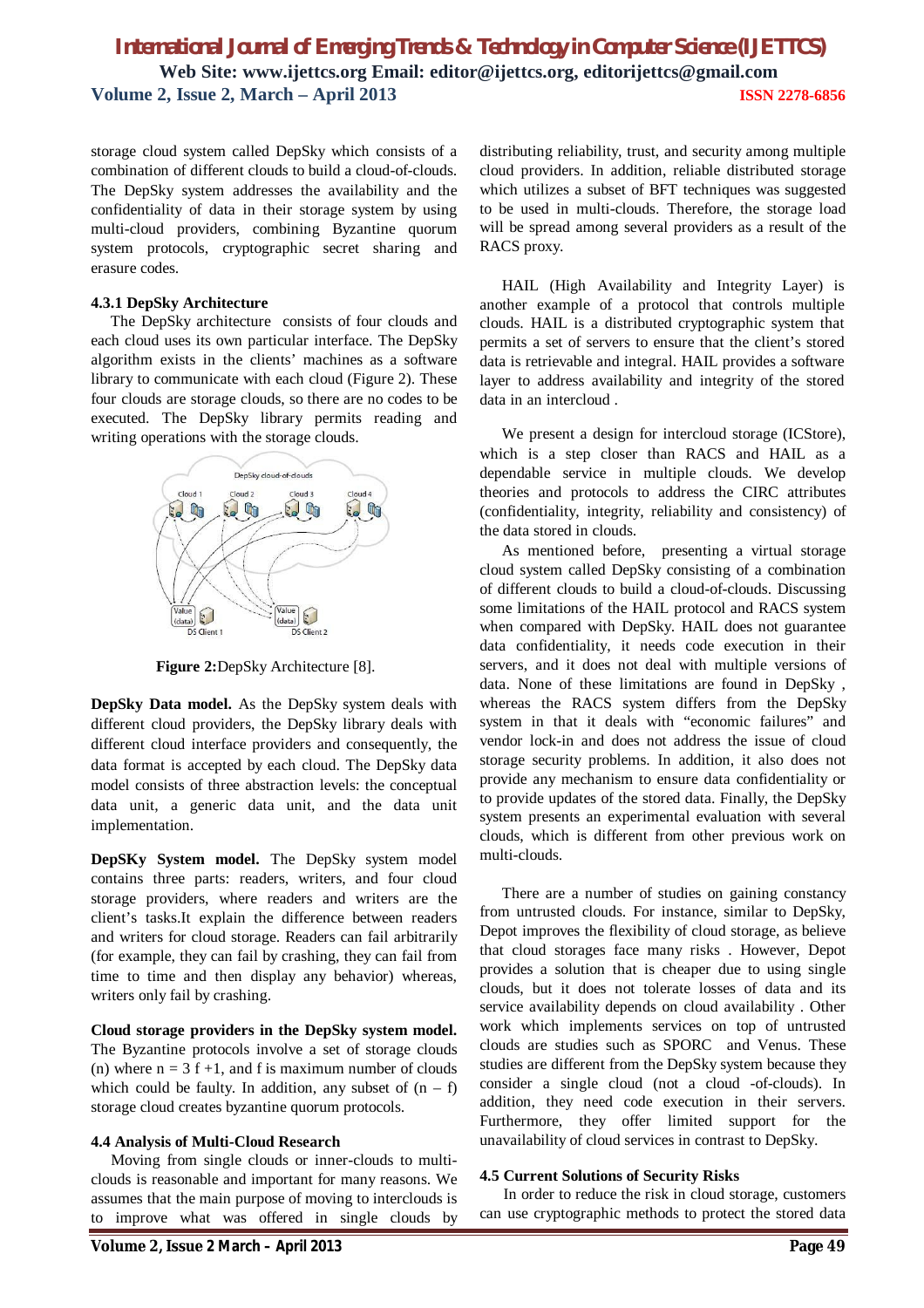storage cloud system called DepSky which consists of a combination of different clouds to build a cloud-of-clouds. The DepSky system addresses the availability and the confidentiality of data in their storage system by using multi-cloud providers, combining Byzantine quorum system protocols, cryptographic secret sharing and erasure codes.

### 4.3.1 DepSky Architecture

The DepSky architecture consists of four clouds and each cloud uses its own particular interface. The DepSky algorithm exists in the clients' machines as a software library to communicate with each cloud (Figure 2). These four clouds are storage clouds, so there are no codes to be executed. The DepSky library permits reading and writing operations with the storage clouds.

**Figure 2:**DepSky Architecture [8].

**DepSky Data model.** As the DepSky system deals with different cloud providers, the DepSky library deals with different cloud interface providers and consequently, the data format is accepted by each cloud. The DepSky data model consists of three abstraction levels: the conceptual data unit, a generic data unit, and the data unit implementation.

**DepSKy System model.** The DepSky system model contains three parts: readers, writers, and four cloud storage providers, where readers and writers are the client's tasks.It explain the difference between readers and writers for cloud storage. Readers can fail arbitrarily (for example, they can fail by crashing, they can fail from time to time and then display any behavior) whereas, writers only fail by crashing.

**Cloud storage providers in the DepSky system model.** The Byzantine protocols involve a set of storage clouds (n) where $n = 3f + 1$, and f is maximum number of clouds which could be faulty. In addition, any subset of $(n - f)$ storage cloud creates byzantine quorum protocols.

### 4.4 Analysis of Multi-Cloud Research

Moving from single clouds or inner-clouds to multi-clouds is reasonable and important for many reasons. We assumes that the main purpose of moving to interclouds is to improve what was offered in single clouds by distributing reliability, trust, and security among multiple cloud providers. In addition, reliable distributed storage which utilizes a subset of BFT techniques was suggested to be used in multi-clouds. Therefore, the storage load will be spread among several providers as a result of the RACS proxy.

HAIL (High Availability and Integrity Layer) is another example of a protocol that controls multiple clouds. HAIL is a distributed cryptographic system that permits a set of servers to ensure that the client's stored data is retrievable and integral. HAIL provides a software layer to address availability and integrity of the stored data in an intercloud .

We present a design for intercloud storage (ICStore), which is a step closer than RACS and HAIL as a dependable service in multiple clouds. We develop theories and protocols to address the CIRC attributes (confidentiality, integrity, reliability and consistency) of the data stored in clouds.

As mentioned before, presenting a virtual storage cloud system called DepSky consisting of a combination of different clouds to build a cloud-of-clouds. Discussing some limitations of the HAIL protocol and RACS system when compared with DepSky. HAIL does not guarantee data confidentiality, it needs code execution in their servers, and it does not deal with multiple versions of data. None of these limitations are found in DepSky , whereas the RACS system differs from the DepSky system in that it deals with "economic failures" and vendor lock-in and does not address the issue of cloud storage security problems. In addition, it also does not provide any mechanism to ensure data confidentiality or to provide updates of the stored data. Finally, the DepSky system presents an experimental evaluation with several clouds, which is different from other previous work on multi-clouds.

There are a number of studies on gaining constancy from untrusted clouds. For instance, similar to DepSky, Depot improves the flexibility of cloud storage, as believe that cloud storages face many risks . However, Depot provides a solution that is cheaper due to using single clouds, but it does not tolerate losses of data and its service availability depends on cloud availability . Other work which implements services on top of untrusted clouds are studies such as SPORC and Venus. These studies are different from the DepSky system because they consider a single cloud (not a cloud -of-clouds). In addition, they need code execution in their servers. Furthermore, they offer limited support for the unavailability of cloud services in contrast to DepSky.

### 4.5 Current Solutions of Security Risks

In order to reduce the risk in cloud storage, customers can use cryptographic methods to protect the stored data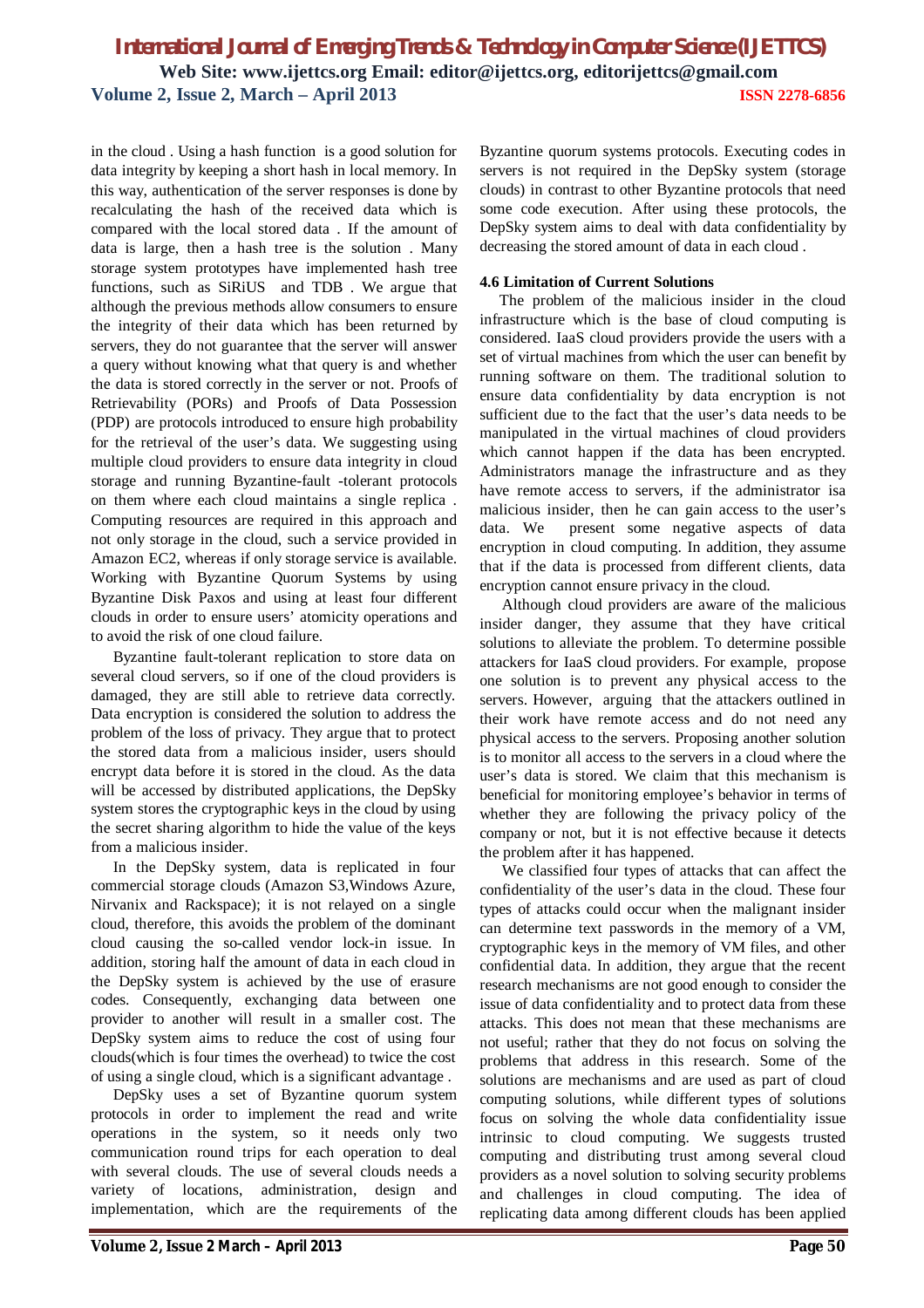in the cloud . Using a hash function is a good solution for data integrity by keeping a short hash in local memory. In this way, authentication of the server responses is done by recalculating the hash of the received data which is compared with the local stored data . If the amount of data is large, then a hash tree is the solution . Many storage system prototypes have implemented hash tree functions, such as SiRiUS and TDB . We argue that although the previous methods allow consumers to ensure the integrity of their data which has been returned by servers, they do not guarantee that the server will answer a query without knowing what that query is and whether the data is stored correctly in the server or not. Proofs of Retrievability (PORs) and Proofs of Data Possession (PDP) are protocols introduced to ensure high probability for the retrieval of the user's data. We suggesting using multiple cloud providers to ensure data integrity in cloud storage and running Byzantine-fault -tolerant protocols on them where each cloud maintains a single replica . Computing resources are required in this approach and not only storage in the cloud, such a service provided in Amazon EC2, whereas if only storage service is available. Working with Byzantine Quorum Systems by using Byzantine Disk Paxos and using at least four different clouds in order to ensure users' atomicity operations and to avoid the risk of one cloud failure.

Byzantine fault-tolerant replication to store data on several cloud servers, so if one of the cloud providers is damaged, they are still able to retrieve data correctly. Data encryption is considered the solution to address the problem of the loss of privacy. They argue that to protect the stored data from a malicious insider, users should encrypt data before it is stored in the cloud. As the data will be accessed by distributed applications, the DepSky system stores the cryptographic keys in the cloud by using the secret sharing algorithm to hide the value of the keys from a malicious insider.

In the DepSky system, data is replicated in four commercial storage clouds (Amazon S3,Windows Azure, Nirvanix and Rackspace); it is not relayed on a single cloud, therefore, this avoids the problem of the dominant cloud causing the so-called vendor lock-in issue. In addition, storing half the amount of data in each cloud in the DepSky system is achieved by the use of erasure codes. Consequently, exchanging data between one provider to another will result in a smaller cost. The DepSky system aims to reduce the cost of using four clouds(which is four times the overhead) to twice the cost of using a single cloud, which is a significant advantage .

DepSky uses a set of Byzantine quorum system protocols in order to implement the read and write operations in the system, so it needs only two communication round trips for each operation to deal with several clouds. The use of several clouds needs a variety of locations, administration, design and implementation, which are the requirements of the Byzantine quorum systems protocols. Executing codes in servers is not required in the DepSky system (storage clouds) in contrast to other Byzantine protocols that need some code execution. After using these protocols, the DepSky system aims to deal with data confidentiality by decreasing the stored amount of data in each cloud .

#### 4.6 Limitation of Current Solutions

The problem of the malicious insider in the cloud infrastructure which is the base of cloud computing is considered. IaaS cloud providers provide the users with a set of virtual machines from which the user can benefit by running software on them. The traditional solution to ensure data confidentiality by data encryption is not sufficient due to the fact that the user's data needs to be manipulated in the virtual machines of cloud providers which cannot happen if the data has been encrypted. Administrators manage the infrastructure and as they have remote access to servers, if the administrator isa malicious insider, then he can gain access to the user's data. We present some negative aspects of data encryption in cloud computing. In addition, they assume that if the data is processed from different clients, data encryption cannot ensure privacy in the cloud.

Although cloud providers are aware of the malicious insider danger, they assume that they have critical solutions to alleviate the problem. To determine possible attackers for IaaS cloud providers. For example, propose one solution is to prevent any physical access to the servers. However, arguing that the attackers outlined in their work have remote access and do not need any physical access to the servers. Proposing another solution is to monitor all access to the servers in a cloud where the user's data is stored. We claim that this mechanism is beneficial for monitoring employee's behavior in terms of whether they are following the privacy policy of the company or not, but it is not effective because it detects the problem after it has happened.

We classified four types of attacks that can affect the confidentiality of the user's data in the cloud. These four types of attacks could occur when the malignant insider can determine text passwords in the memory of a VM, cryptographic keys in the memory of VM files, and other confidential data. In addition, they argue that the recent research mechanisms are not good enough to consider the issue of data confidentiality and to protect data from these attacks. This does not mean that these mechanisms are not useful; rather that they do not focus on solving the problems that address in this research. Some of the solutions are mechanisms and are used as part of cloud computing solutions, while different types of solutions focus on solving the whole data confidentiality issue intrinsic to cloud computing. We suggests trusted computing and distributing trust among several cloud providers as a novel solution to solving security problems and challenges in cloud computing. The idea of replicating data among different clouds has been applied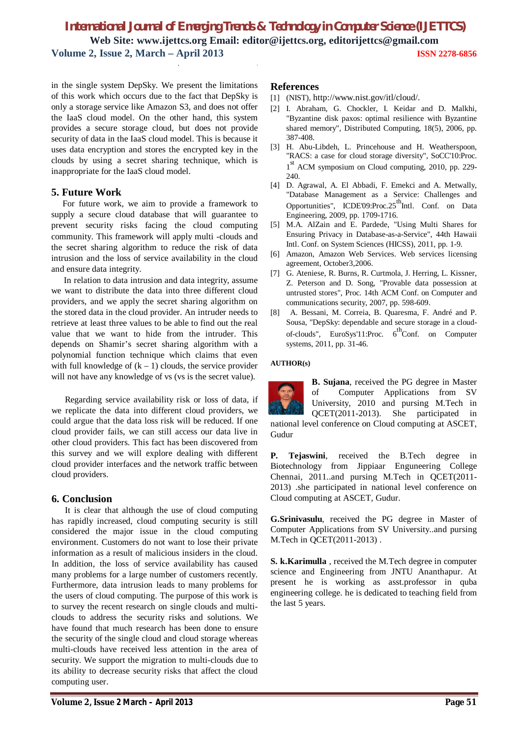in the single system DepSky. We present the limitations of this work which occurs due to the fact that DepSky is only a storage service like Amazon S3, and does not offer the IaaS cloud model. On the other hand, this system provides a secure storage cloud, but does not provide security of data in the IaaS cloud model. This is because it uses data encryption and stores the encrypted key in the clouds by using a secret sharing technique, which is inappropriate for the IaaS cloud model.

## 5. Future Work

For future work, we aim to provide a framework to supply a secure cloud database that will guarantee to prevent security risks facing the cloud computing community. This framework will apply multi -clouds and the secret sharing algorithm to reduce the risk of data intrusion and the loss of service availability in the cloud and ensure data integrity.

In relation to data intrusion and data integrity, assume we want to distribute the data into three different cloud providers, and we apply the secret sharing algorithm on the stored data in the cloud provider. An intruder needs to retrieve at least three values to be able to find out the real value that we want to hide from the intruder. This depends on Shamir's secret sharing algorithm with a polynomial function technique which claims that even with full knowledge of $(k - 1)$ clouds, the service provider will not have any knowledge of vs (vs is the secret value).

Regarding service availability risk or loss of data, if we replicate the data into different cloud providers, we could argue that the data loss risk will be reduced. If one cloud provider fails, we can still access our data live in other cloud providers. This fact has been discovered from this survey and we will explore dealing with different cloud provider interfaces and the network traffic between cloud providers.

## 6. Conclusion

It is clear that although the use of cloud computing has rapidly increased, cloud computing security is still considered the major issue in the cloud computing environment. Customers do not want to lose their private information as a result of malicious insiders in the cloud. In addition, the loss of service availability has caused many problems for a large number of customers recently. Furthermore, data intrusion leads to many problems for the users of cloud computing. The purpose of this work is to survey the recent research on single clouds and multi-clouds to address the security risks and solutions. We have found that much research has been done to ensure the security of the single cloud and cloud storage whereas multi-clouds have received less attention in the area of security. We support the migration to multi-clouds due to its ability to decrease security risks that affect the cloud computing user.

## References

[1] (NIST), http://www.nist.gov/itl/cloud/.

[2] I. Abraham, G. Chockler, I. Keidar and D. Malkhi, "Byzantine disk paxos: optimal resilience with Byzantine shared memory", Distributed Computing, 18(5), 2006, pp. 387-408.

[3] H. Abu-Libdeh, L. Princehouse and H. Weatherspoon, "RACS: a case for cloud storage diversity", SoCC'10:Proc. 1st ACM symposium on Cloud computing, 2010, pp. 229-240.

[4] D. Agrawal, A. El Abbadi, F. Emekci and A. Metwally, "Database Management as a Service: Challenges and Opportunities", ICDE'09:Proc.25th Intl. Conf. on Data Engineering, 2009, pp. 1709-1716.

[5] M.A. AlZain and E. Pardede, "Using Multi Shares for Ensuring Privacy in Database-as-a-Service", 44th Hawaii Intl. Conf. on System Sciences (HICSS), 2011, pp. 1-9.

[6] Amazon, Amazon Web Services. Web services licensing agreement, October3,2006.

[7] G. Ateniese, R. Burns, R. Curtmola, J. Herring, L. Kissner, Z. Peterson and D. Song, "Provable data possession at untrusted stores", Proc. 14th ACM Conf. on Computer and communications security, 2007, pp. 598-609.

[8] A. Bessani, M. Correia, B. Quaresma, F. André and P. Sousa, "DepSky: dependable and secure storage in a cloud-of-clouds", EuroSys'11:Proc. 6th Conf. on Computer systems, 2011, pp. 31-46.

**AUTHOR(s)**

**B. Sujana**, received the PG degree in Master of Computer Applications from SV University, 2010 and pursing M.Tech in QCET(2011-2013). She participated in national level conference on Cloud computing at ASCET, Gudur

**P. Tejaswini**, received the B.Tech degree in Biotechnology from Jippiaar Enguneering College Chennai, 2011..and pursing M.Tech in QCET(2011-2013) .she participated in national level conference on Cloud computing at ASCET, Gudur.

**G.Srinivasulu**, received the PG degree in Master of Computer Applications from SV University..and pursing M.Tech in QCET(2011-2013) .

**S. k.Karimulla** , received the M.Tech degree in computer science and Engineering from JNTU Ananthapur. At present he is working as asst.professor in quba engineering college. he is dedicated to teaching field from the last 5 years.